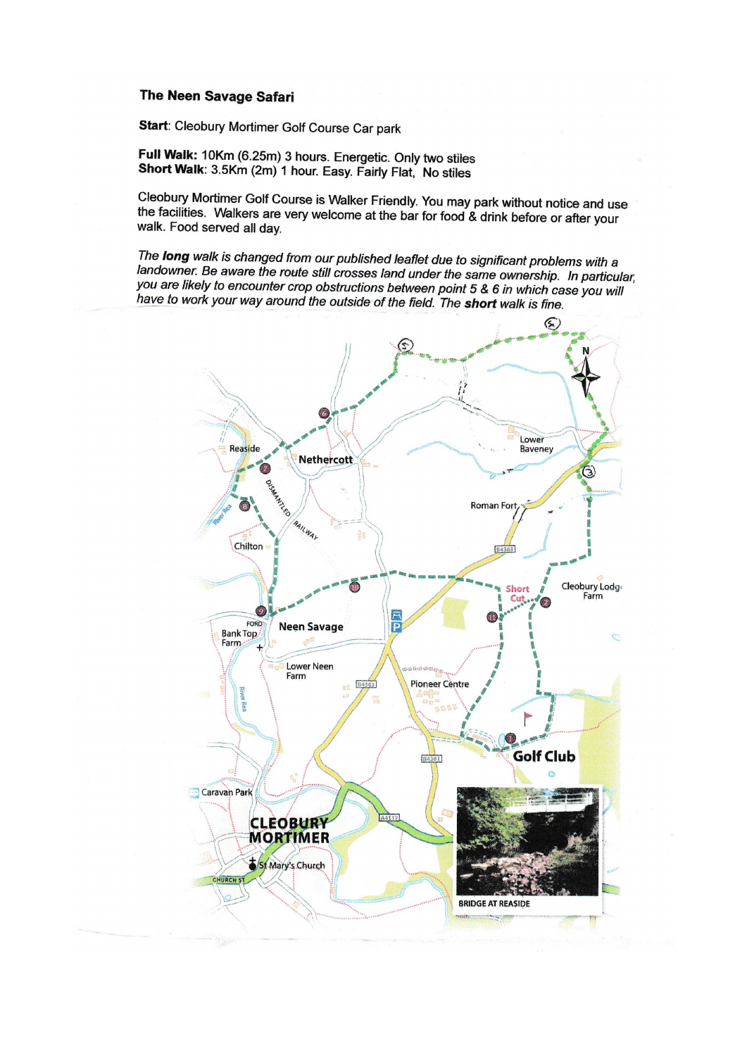# The Neen Savage Safari

**Start**: Cleobury Mortimer Golf Course Car park

**Full Walk:** 10Km (6.25m) 3 hours. Energetic. Only two stiles
**Short Walk**: 3.5Km (2m) 1 hour. Easy. Fairly Flat, No stiles

Cleobury Mortimer Golf Course is Walker Friendly. You may park without notice and use the facilities. Walkers are very welcome at the bar for food & drink before or after your walk. Food served all day.

*The **long** walk is changed from our published leaflet due to significant problems with a landowner. Be aware the route still crosses land under the same ownership. In particular, you are likely to encounter crop obstructions between point 5 & 6 in which case you will have to work your way around the outside of the field. The **short** walk is fine.*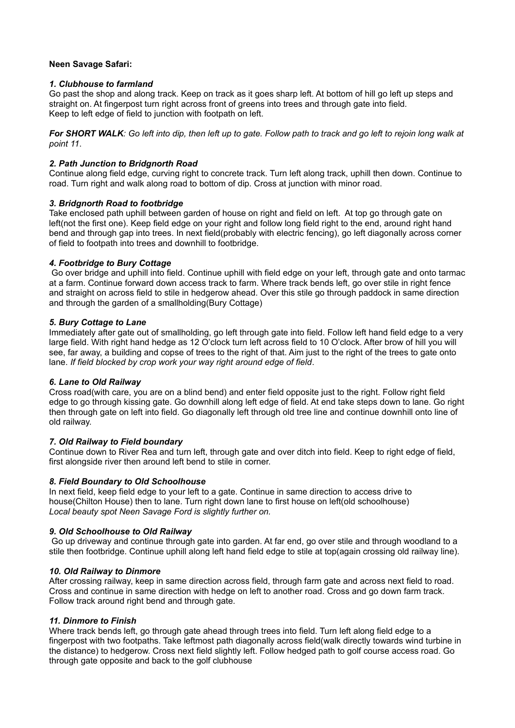**Neen Savage Safari:**

***1. Clubhouse to farmland***

Go past the shop and along track. Keep on track as it goes sharp left. At bottom of hill go left up steps and straight on. At fingerpost turn right across front of greens into trees and through gate into field.
Keep to left edge of field to junction with footpath on left.

***For SHORT WALK****: Go left into dip, then left up to gate. Follow path to track and go left to rejoin long walk at point 11.*

***2. Path Junction to Bridgnorth Road***

Continue along field edge, curving right to concrete track. Turn left along track, uphill then down. Continue to road. Turn right and walk along road to bottom of dip. Cross at junction with minor road.

***3. Bridgnorth Road to footbridge***

Take enclosed path uphill between garden of house on right and field on left. At top go through gate on left(not the first one). Keep field edge on your right and follow long field right to the end, around right hand bend and through gap into trees. In next field(probably with electric fencing), go left diagonally across corner of field to footpath into trees and downhill to footbridge.

***4. Footbridge to Bury Cottage***

Go over bridge and uphill into field. Continue uphill with field edge on your left, through gate and onto tarmac at a farm. Continue forward down access track to farm. Where track bends left, go over stile in right fence and straight on across field to stile in hedgerow ahead. Over this stile go through paddock in same direction and through the garden of a smallholding(Bury Cottage)

***5. Bury Cottage to Lane***

Immediately after gate out of smallholding, go left through gate into field. Follow left hand field edge to a very large field. With right hand hedge as 12 O'clock turn left across field to 10 O'clock. After brow of hill you will see, far away, a building and copse of trees to the right of that. Aim just to the right of the trees to gate onto lane. *If field blocked by crop work your way right around edge of field*.

***6. Lane to Old Railway***

Cross road(with care, you are on a blind bend) and enter field opposite just to the right. Follow right field edge to go through kissing gate. Go downhill along left edge of field. At end take steps down to lane. Go right then through gate on left into field. Go diagonally left through old tree line and continue downhill onto line of old railway.

***7. Old Railway to Field boundary***

Continue down to River Rea and turn left, through gate and over ditch into field. Keep to right edge of field, first alongside river then around left bend to stile in corner.

***8. Field Boundary to Old Schoolhouse***

In next field, keep field edge to your left to a gate. Continue in same direction to access drive to house(Chilton House) then to lane. Turn right down lane to first house on left(old schoolhouse)
*Local beauty spot Neen Savage Ford is slightly further on.*

***9. Old Schoolhouse to Old Railway***

Go up driveway and continue through gate into garden. At far end, go over stile and through woodland to a stile then footbridge. Continue uphill along left hand field edge to stile at top(again crossing old railway line).

***10. Old Railway to Dinmore***

After crossing railway, keep in same direction across field, through farm gate and across next field to road. Cross and continue in same direction with hedge on left to another road. Cross and go down farm track. Follow track around right bend and through gate.

***11. Dinmore to Finish***

Where track bends left, go through gate ahead through trees into field. Turn left along field edge to a fingerpost with two footpaths. Take leftmost path diagonally across field(walk directly towards wind turbine in the distance) to hedgerow. Cross next field slightly left. Follow hedged path to golf course access road. Go through gate opposite and back to the golf clubhouse